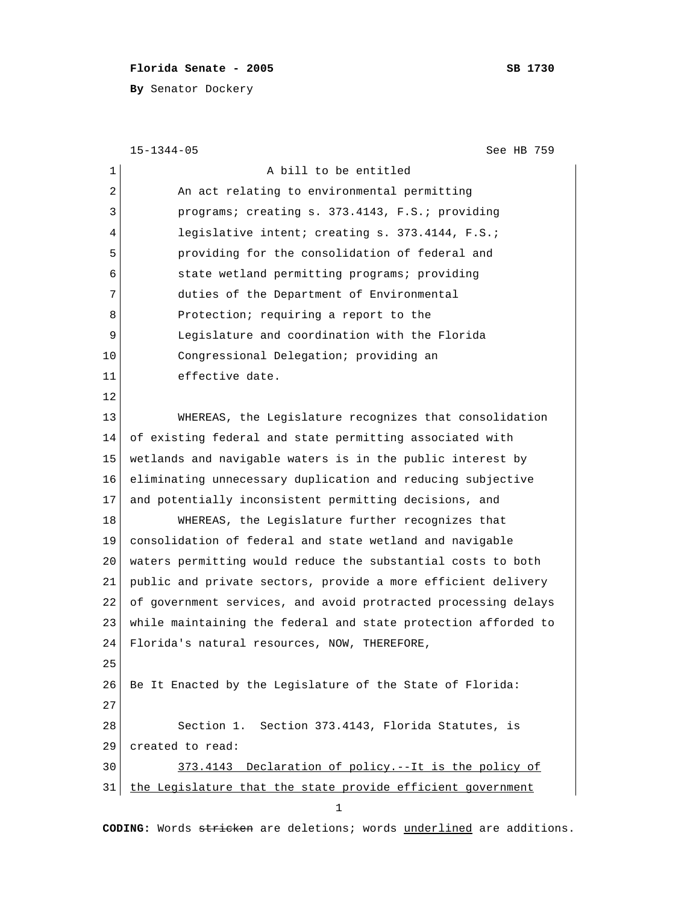**Florida Senate - 2005** **SB 1730**

**By** Senator Dockery

15-1344-05 See HB 759

A bill to be entitled

An act relating to environmental permitting programs; creating s. 373.4143, F.S.; providing legislative intent; creating s. 373.4144, F.S.; providing for the consolidation of federal and state wetland permitting programs; providing duties of the Department of Environmental Protection; requiring a report to the Legislature and coordination with the Florida Congressional Delegation; providing an effective date.

WHEREAS, the Legislature recognizes that consolidation of existing federal and state permitting associated with wetlands and navigable waters is in the public interest by eliminating unnecessary duplication and reducing subjective and potentially inconsistent permitting decisions, and

WHEREAS, the Legislature further recognizes that consolidation of federal and state wetland and navigable waters permitting would reduce the substantial costs to both public and private sectors, provide a more efficient delivery of government services, and avoid protracted processing delays while maintaining the federal and state protection afforded to Florida's natural resources, NOW, THEREFORE,

Be It Enacted by the Legislature of the State of Florida:

Section 1. Section 373.4143, Florida Statutes, is created to read:

373.4143 Declaration of policy.--It is the policy of the Legislature that the state provide efficient government

**CODING:** Words ~~stricken~~ are deletions; words underlined are additions.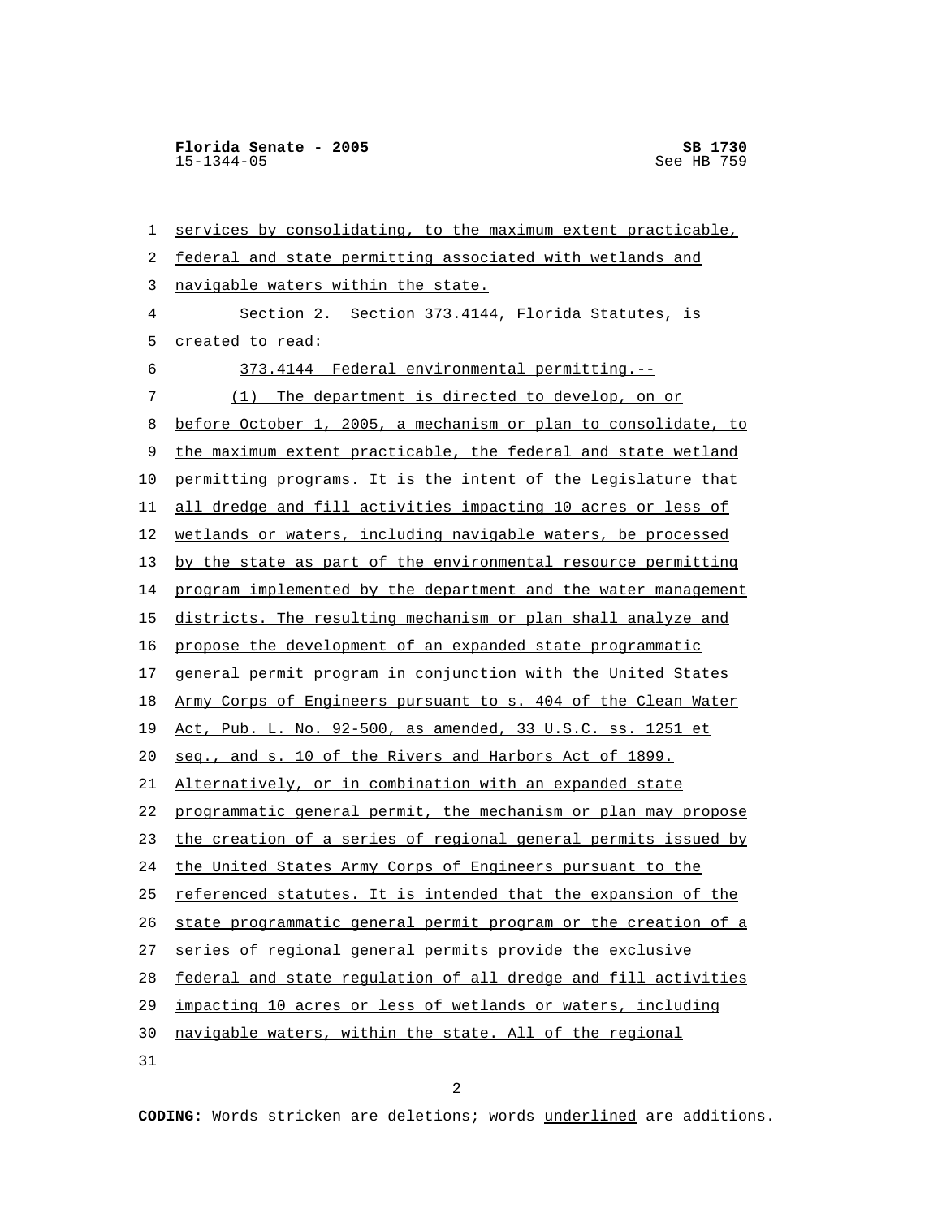services by consolidating, to the maximum extent practicable, federal and state permitting associated with wetlands and navigable waters within the state.

Section 2. Section 373.4144, Florida Statutes, is created to read:

373.4144 Federal environmental permitting.--

(1) The department is directed to develop, on or before October 1, 2005, a mechanism or plan to consolidate, to the maximum extent practicable, the federal and state wetland permitting programs. It is the intent of the Legislature that all dredge and fill activities impacting 10 acres or less of wetlands or waters, including navigable waters, be processed by the state as part of the environmental resource permitting program implemented by the department and the water management districts. The resulting mechanism or plan shall analyze and propose the development of an expanded state programmatic general permit program in conjunction with the United States Army Corps of Engineers pursuant to s. 404 of the Clean Water Act, Pub. L. No. 92-500, as amended, 33 U.S.C. ss. 1251 et seq., and s. 10 of the Rivers and Harbors Act of 1899. Alternatively, or in combination with an expanded state programmatic general permit, the mechanism or plan may propose the creation of a series of regional general permits issued by the United States Army Corps of Engineers pursuant to the referenced statutes. It is intended that the expansion of the state programmatic general permit program or the creation of a series of regional general permits provide the exclusive federal and state regulation of all dredge and fill activities impacting 10 acres or less of wetlands or waters, including navigable waters, within the state. All of the regional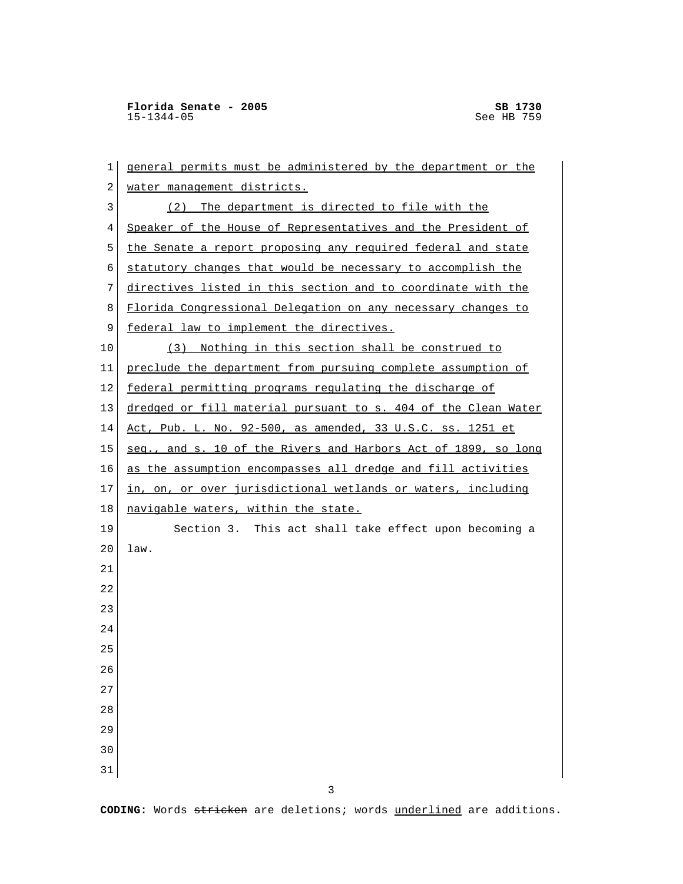general permits must be administered by the department or the water management districts.

(2) The department is directed to file with the Speaker of the House of Representatives and the President of the Senate a report proposing any required federal and state statutory changes that would be necessary to accomplish the directives listed in this section and to coordinate with the Florida Congressional Delegation on any necessary changes to federal law to implement the directives.

(3) Nothing in this section shall be construed to preclude the department from pursuing complete assumption of federal permitting programs regulating the discharge of dredged or fill material pursuant to s. 404 of the Clean Water Act, Pub. L. No. 92-500, as amended, 33 U.S.C. ss. 1251 et seq., and s. 10 of the Rivers and Harbors Act of 1899, so long as the assumption encompasses all dredge and fill activities in, on, or over jurisdictional wetlands or waters, including navigable waters, within the state.

Section 3. This act shall take effect upon becoming a law.

**CODING:** Words ~~stricken~~ are deletions; words underlined are additions.